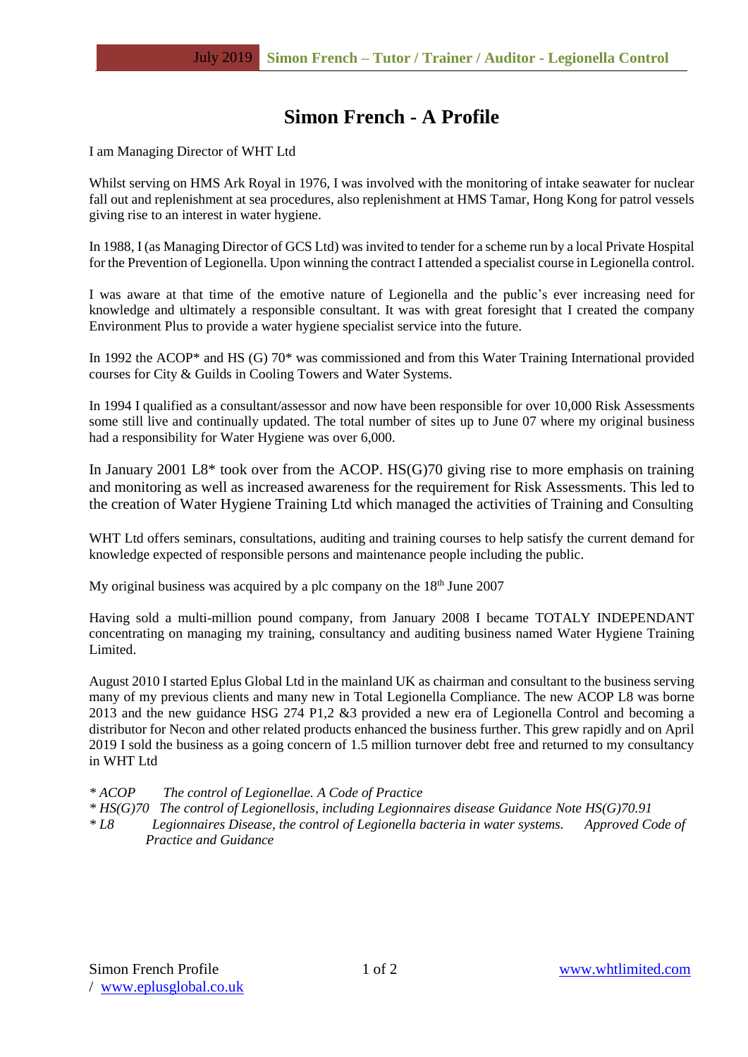# Simon French - A Profile

I am Managing Director of WHT Ltd

Whilst serving on HMS Ark Royal in 1976, I was involved with the monitoring of intake seawater for nuclear fall out and replenishment at sea procedures, also replenishment at HMS Tamar, Hong Kong for patrol vessels giving rise to an interest in water hygiene.

In 1988, I (as Managing Director of GCS Ltd) was invited to tender for a scheme run by a local Private Hospital for the Prevention of Legionella. Upon winning the contract I attended a specialist course in Legionella control.

I was aware at that time of the emotive nature of Legionella and the public's ever increasing need for knowledge and ultimately a responsible consultant. It was with great foresight that I created the company Environment Plus to provide a water hygiene specialist service into the future.

In 1992 the ACOP* and HS (G) 70* was commissioned and from this Water Training International provided courses for City & Guilds in Cooling Towers and Water Systems.

In 1994 I qualified as a consultant/assessor and now have been responsible for over 10,000 Risk Assessments some still live and continually updated. The total number of sites up to June 07 where my original business had a responsibility for Water Hygiene was over 6,000.

In January 2001 L8* took over from the ACOP. HS(G)70 giving rise to more emphasis on training and monitoring as well as increased awareness for the requirement for Risk Assessments. This led to the creation of Water Hygiene Training Ltd which managed the activities of Training and Consulting

WHT Ltd offers seminars, consultations, auditing and training courses to help satisfy the current demand for knowledge expected of responsible persons and maintenance people including the public.

My original business was acquired by a plc company on the 18th June 2007

Having sold a multi-million pound company, from January 2008 I became TOTALY INDEPENDANT concentrating on managing my training, consultancy and auditing business named Water Hygiene Training Limited.

August 2010 I started Eplus Global Ltd in the mainland UK as chairman and consultant to the business serving many of my previous clients and many new in Total Legionella Compliance. The new ACOP L8 was borne 2013 and the new guidance HSG 274 P1,2 &3 provided a new era of Legionella Control and becoming a distributor for Necon and other related products enhanced the business further. This grew rapidly and on April 2019 I sold the business as a going concern of 1.5 million turnover debt free and returned to my consultancy in WHT Ltd

*\* ACOP The control of Legionellae. A Code of Practice*
*\* HS(G)70 The control of Legionellosis, including Legionnaires disease Guidance Note HS(G)70.91*
*\* L8 Legionnaires Disease, the control of Legionella bacteria in water systems. Approved Code of Practice and Guidance*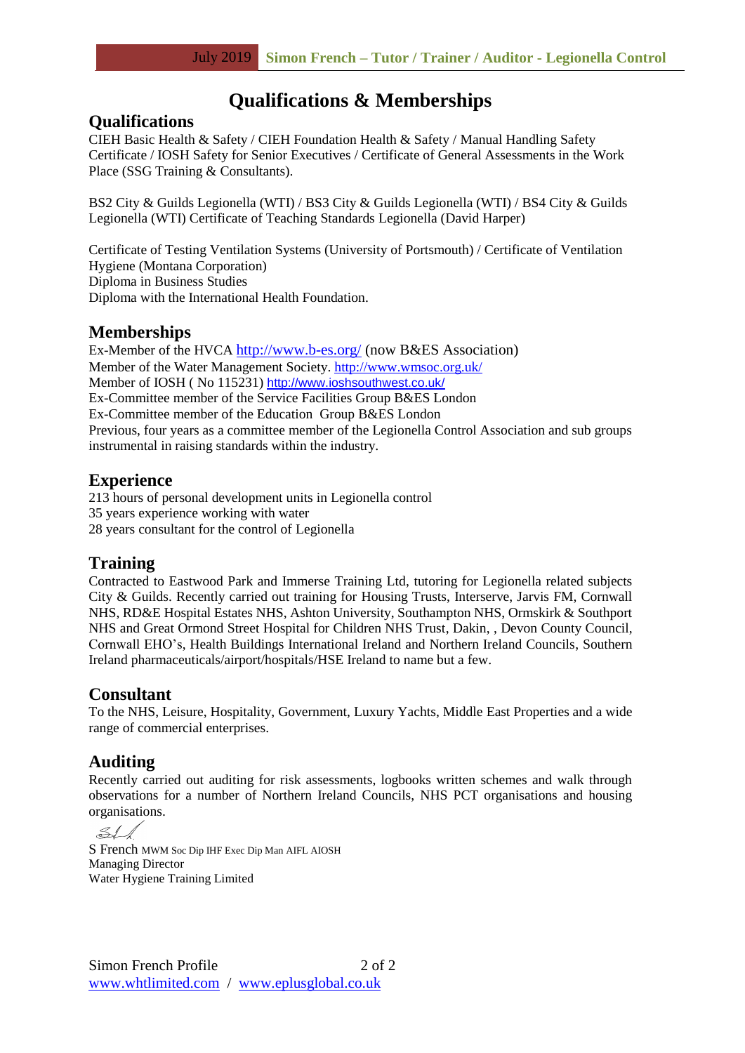# Qualifications & Memberships

## Qualifications

CIEH Basic Health & Safety / CIEH Foundation Health & Safety / Manual Handling Safety Certificate / IOSH Safety for Senior Executives / Certificate of General Assessments in the Work Place (SSG Training & Consultants).

BS2 City & Guilds Legionella (WTI) / BS3 City & Guilds Legionella (WTI) / BS4 City & Guilds Legionella (WTI) Certificate of Teaching Standards Legionella (David Harper)

Certificate of Testing Ventilation Systems (University of Portsmouth) / Certificate of Ventilation Hygiene (Montana Corporation)
Diploma in Business Studies
Diploma with the International Health Foundation.

## Memberships

Ex-Member of the HVCA http://www.b-es.org/ (now B&ES Association)
Member of the Water Management Society. http://www.wmsoc.org.uk/
Member of IOSH ( No 115231) http://www.ioshsouthwest.co.uk/
Ex-Committee member of the Service Facilities Group B&ES London
Ex-Committee member of the Education Group B&ES London
Previous, four years as a committee member of the Legionella Control Association and sub groups instrumental in raising standards within the industry.

## Experience

213 hours of personal development units in Legionella control
35 years experience working with water
28 years consultant for the control of Legionella

## Training

Contracted to Eastwood Park and Immerse Training Ltd, tutoring for Legionella related subjects City & Guilds. Recently carried out training for Housing Trusts, Interserve, Jarvis FM, Cornwall NHS, RD&E Hospital Estates NHS, Ashton University, Southampton NHS, Ormskirk & Southport NHS and Great Ormond Street Hospital for Children NHS Trust, Dakin, , Devon County Council, Cornwall EHO's, Health Buildings International Ireland and Northern Ireland Councils, Southern Ireland pharmaceuticals/airport/hospitals/HSE Ireland to name but a few.

## Consultant

To the NHS, Leisure, Hospitality, Government, Luxury Yachts, Middle East Properties and a wide range of commercial enterprises.

## Auditing

Recently carried out auditing for risk assessments, logbooks written schemes and walk through observations for a number of Northern Ireland Councils, NHS PCT organisations and housing organisations.

S French MWM Soc Dip IHF Exec Dip Man AIFL AIOSH
Managing Director
Water Hygiene Training Limited

www.whtlimited.com / www.eplusglobal.co.uk